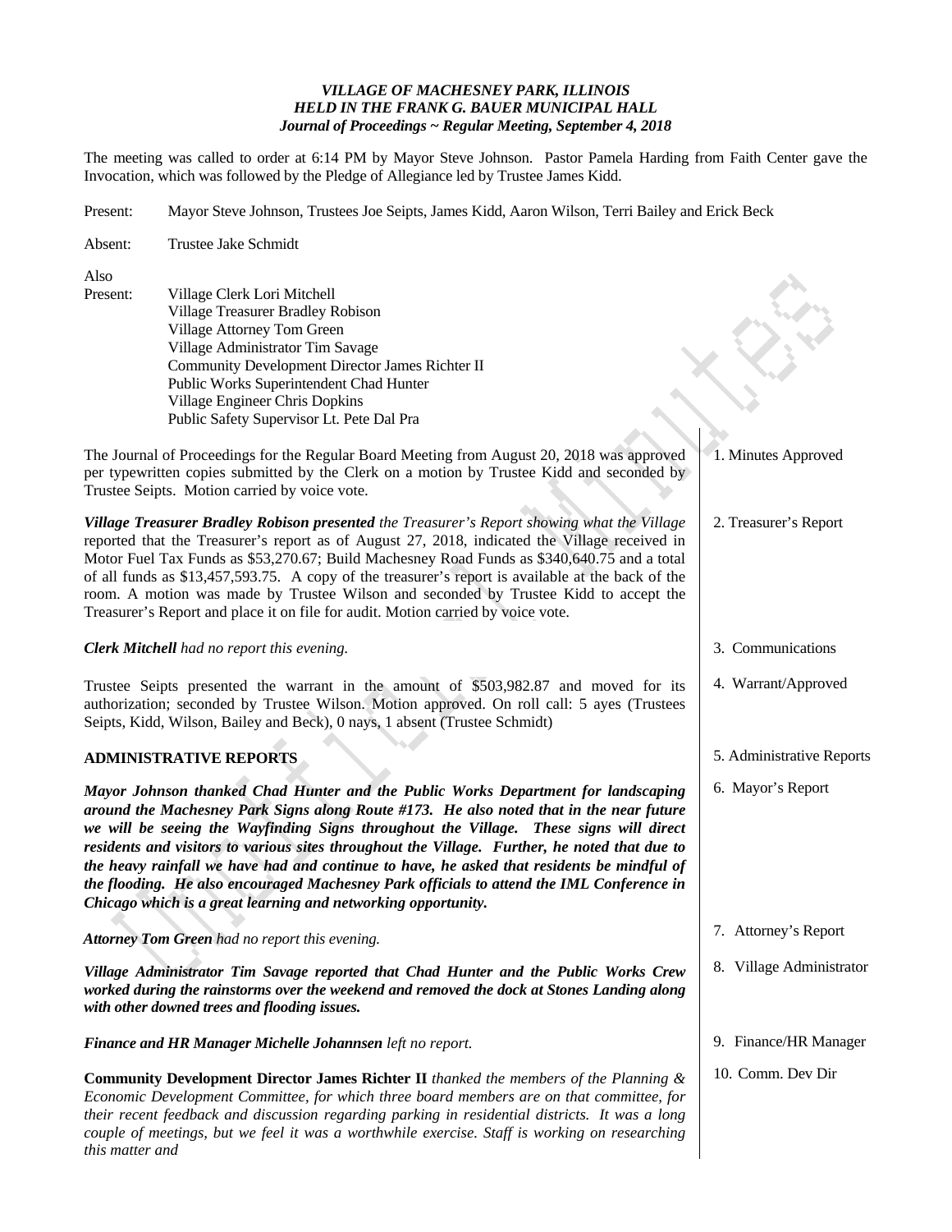*VILLAGE OF MACHESNEY PARK, ILLINOIS*
*HELD IN THE FRANK G. BAUER MUNICIPAL HALL*
*Journal of Proceedings ~ Regular Meeting, September 4, 2018*

The meeting was called to order at 6:14 PM by Mayor Steve Johnson. Pastor Pamela Harding from Faith Center gave the Invocation, which was followed by the Pledge of Allegiance led by Trustee James Kidd.

Present: Mayor Steve Johnson, Trustees Joe Seipts, James Kidd, Aaron Wilson, Terri Bailey and Erick Beck

Absent: Trustee Jake Schmidt

Also Present:
Village Clerk Lori Mitchell
Village Treasurer Bradley Robison
Village Attorney Tom Green
Village Administrator Tim Savage
Community Development Director James Richter II
Public Works Superintendent Chad Hunter
Village Engineer Chris Dopkins
Public Safety Supervisor Lt. Pete Dal Pra

**1. Minutes Approved**

The Journal of Proceedings for the Regular Board Meeting from August 20, 2018 was approved per typewritten copies submitted by the Clerk on a motion by Trustee Kidd and seconded by Trustee Seipts. Motion carried by voice vote.

**2. Treasurer's Report**

***Village Treasurer Bradley Robison presented*** *the Treasurer's Report showing what the Village* reported that the Treasurer's report as of August 27, 2018, indicated the Village received in Motor Fuel Tax Funds as $53,270.67; Build Machesney Road Funds as $340,640.75 and a total of all funds as $13,457,593.75. A copy of the treasurer's report is available at the back of the room. A motion was made by Trustee Wilson and seconded by Trustee Kidd to accept the Treasurer's Report and place it on file for audit. Motion carried by voice vote.

**3. Communications**

***Clerk Mitchell*** *had no report this evening.*

**4. Warrant/Approved**

Trustee Seipts presented the warrant in the amount of $503,982.87 and moved for its authorization; seconded by Trustee Wilson. Motion approved. On roll call: 5 ayes (Trustees Seipts, Kidd, Wilson, Bailey and Beck), 0 nays, 1 absent (Trustee Schmidt)

**5. Administrative Reports**

**ADMINISTRATIVE REPORTS**

**6. Mayor's Report**

***Mayor Johnson thanked Chad Hunter and the Public Works Department for landscaping around the Machesney Park Signs along Route #173. He also noted that in the near future we will be seeing the Wayfinding Signs throughout the Village. These signs will direct residents and visitors to various sites throughout the Village. Further, he noted that due to the heavy rainfall we have had and continue to have, he asked that residents be mindful of the flooding. He also encouraged Machesney Park officials to attend the IML Conference in Chicago which is a great learning and networking opportunity.***

**7. Attorney's Report**

***Attorney Tom Green*** *had no report this evening.*

**8. Village Administrator**

***Village Administrator Tim Savage reported that Chad Hunter and the Public Works Crew worked during the rainstorms over the weekend and removed the dock at Stones Landing along with other downed trees and flooding issues.***

**9. Finance/HR Manager**

***Finance and HR Manager Michelle Johannsen*** *left no report.*

**10. Comm. Dev Dir**

**Community Development Director James Richter II** *thanked the members of the Planning & Economic Development Committee, for which three board members are on that committee, for their recent feedback and discussion regarding parking in residential districts. It was a long couple of meetings, but we feel it was a worthwhile exercise. Staff is working on researching this matter and*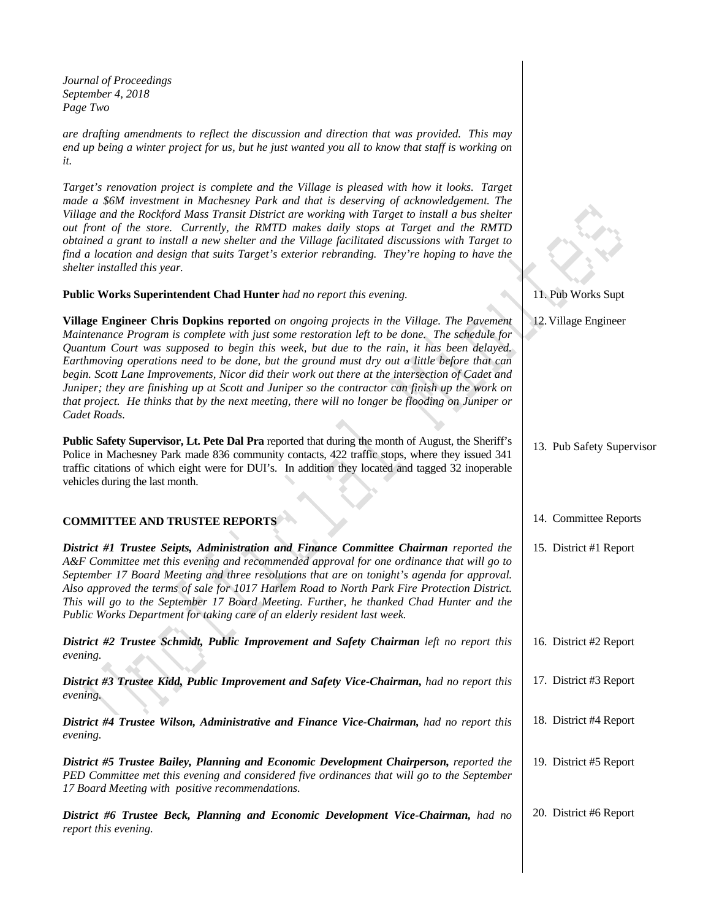*are drafting amendments to reflect the discussion and direction that was provided. This may end up being a winter project for us, but he just wanted you all to know that staff is working on it.*

*Target's renovation project is complete and the Village is pleased with how it looks. Target made a $6M investment in Machesney Park and that is deserving of acknowledgement. The Village and the Rockford Mass Transit District are working with Target to install a bus shelter out front of the store. Currently, the RMTD makes daily stops at Target and the RMTD obtained a grant to install a new shelter and the Village facilitated discussions with Target to find a location and design that suits Target's exterior rebranding. They're hoping to have the shelter installed this year.*

11. Pub Works Supt

**Public Works Superintendent Chad Hunter** *had no report this evening.*

12. Village Engineer

**Village Engineer Chris Dopkins reported** *on ongoing projects in the Village. The Pavement Maintenance Program is complete with just some restoration left to be done. The schedule for Quantum Court was supposed to begin this week, but due to the rain, it has been delayed. Earthmoving operations need to be done, but the ground must dry out a little before that can begin. Scott Lane Improvements, Nicor did their work out there at the intersection of Cadet and Juniper; they are finishing up at Scott and Juniper so the contractor can finish up the work on that project. He thinks that by the next meeting, there will no longer be flooding on Juniper or Cadet Roads.*

13. Pub Safety Supervisor

**Public Safety Supervisor, Lt. Pete Dal Pra** reported that during the month of August, the Sheriff's Police in Machesney Park made 836 community contacts, 422 traffic stops, where they issued 341 traffic citations of which eight were for DUI's. In addition they located and tagged 32 inoperable vehicles during the last month.

14. Committee Reports

## COMMITTEE AND TRUSTEE REPORTS

15. District #1 Report

***District #1 Trustee Seipts, Administration and Finance Committee Chairman*** *reported the A&F Committee met this evening and recommended approval for one ordinance that will go to September 17 Board Meeting and three resolutions that are on tonight's agenda for approval. Also approved the terms of sale for 1017 Harlem Road to North Park Fire Protection District. This will go to the September 17 Board Meeting. Further, he thanked Chad Hunter and the Public Works Department for taking care of an elderly resident last week.*

16. District #2 Report

***District #2 Trustee Schmidt, Public Improvement and Safety Chairman*** *left no report this evening.*

17. District #3 Report

***District #3 Trustee Kidd, Public Improvement and Safety Vice-Chairman,*** *had no report this evening.*

18. District #4 Report

***District #4 Trustee Wilson, Administrative and Finance Vice-Chairman,*** *had no report this evening.*

19. District #5 Report

***District #5 Trustee Bailey, Planning and Economic Development Chairperson,*** *reported the PED Committee met this evening and considered five ordinances that will go to the September 17 Board Meeting with positive recommendations.*

20. District #6 Report

***District #6 Trustee Beck, Planning and Economic Development Vice-Chairman,*** *had no report this evening.*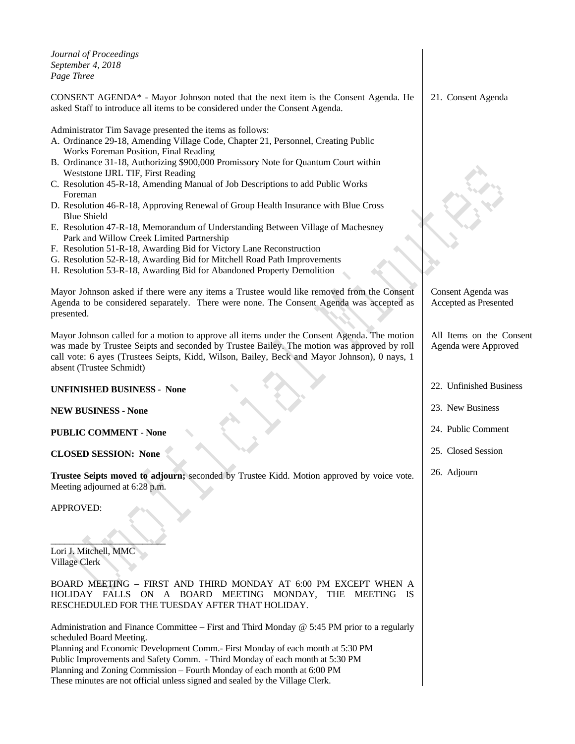CONSENT AGENDA* - Mayor Johnson noted that the next item is the Consent Agenda. He asked Staff to introduce all items to be considered under the Consent Agenda.

21. Consent Agenda

Administrator Tim Savage presented the items as follows:

A. Ordinance 29-18, Amending Village Code, Chapter 21, Personnel, Creating Public Works Foreman Position, Final Reading
B. Ordinance 31-18, Authorizing $900,000 Promissory Note for Quantum Court within Weststone IJRL TIF, First Reading
C. Resolution 45-R-18, Amending Manual of Job Descriptions to add Public Works Foreman
D. Resolution 46-R-18, Approving Renewal of Group Health Insurance with Blue Cross Blue Shield
E. Resolution 47-R-18, Memorandum of Understanding Between Village of Machesney Park and Willow Creek Limited Partnership
F. Resolution 51-R-18, Awarding Bid for Victory Lane Reconstruction
G. Resolution 52-R-18, Awarding Bid for Mitchell Road Path Improvements
H. Resolution 53-R-18, Awarding Bid for Abandoned Property Demolition

Mayor Johnson asked if there were any items a Trustee would like removed from the Consent Agenda to be considered separately. There were none. The Consent Agenda was accepted as presented.

Consent Agenda was Accepted as Presented

Mayor Johnson called for a motion to approve all items under the Consent Agenda. The motion was made by Trustee Seipts and seconded by Trustee Bailey. The motion was approved by roll call vote: 6 ayes (Trustees Seipts, Kidd, Wilson, Bailey, Beck and Mayor Johnson), 0 nays, 1 absent (Trustee Schmidt)

All Items on the Consent Agenda were Approved

**UNFINISHED BUSINESS - None**

22. Unfinished Business

**NEW BUSINESS - None**

23. New Business

**PUBLIC COMMENT** - **None**

24. Public Comment

**CLOSED SESSION: None**

25. Closed Session

**Trustee Seipts moved to adjourn;** seconded by Trustee Kidd. Motion approved by voice vote. Meeting adjourned at 6:28 p.m.

26. Adjourn

APPROVED:

\_\_\_\_\_\_\_\_\_\_\_\_\_\_\_\_\_\_\_\_\_\_\_\_

Lori J. Mitchell, MMC
Village Clerk

BOARD MEETING – FIRST AND THIRD MONDAY AT 6:00 PM EXCEPT WHEN A HOLIDAY FALLS ON A BOARD MEETING MONDAY, THE MEETING IS RESCHEDULED FOR THE TUESDAY AFTER THAT HOLIDAY.

Administration and Finance Committee – First and Third Monday @ 5:45 PM prior to a regularly scheduled Board Meeting.
Planning and Economic Development Comm.- First Monday of each month at 5:30 PM
Public Improvements and Safety Comm. - Third Monday of each month at 5:30 PM
Planning and Zoning Commission – Fourth Monday of each month at 6:00 PM
These minutes are not official unless signed and sealed by the Village Clerk.